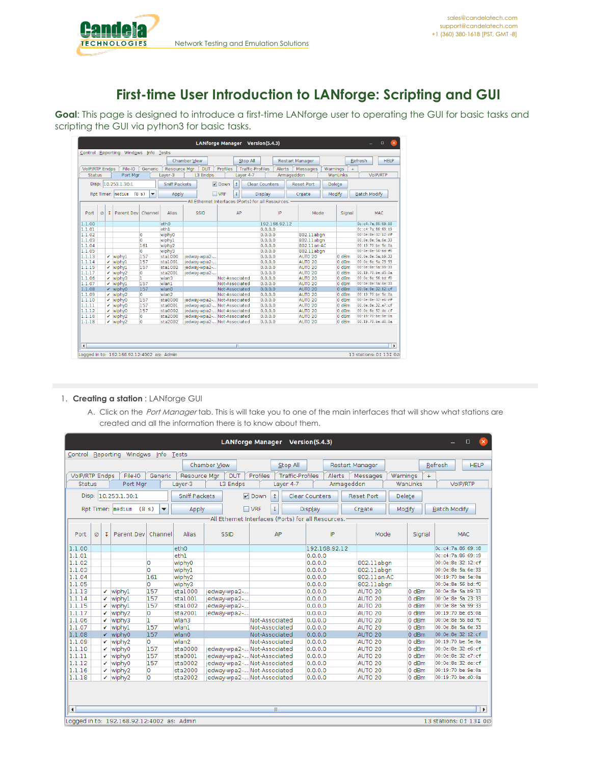# First-time User Introduction to LANforge: Scripting and GUI

**Goal**: This page is designed to introduce a first-time LANforge user to operating the GUI for basic tasks and scripting the GUI via python3 for basic tasks.

1. **Creating a station** : LANforge GUI
   A. Click on the *Port Manager* tab. This is will take you to one of the main interfaces that will show what stations are created and all the information there is to know about them.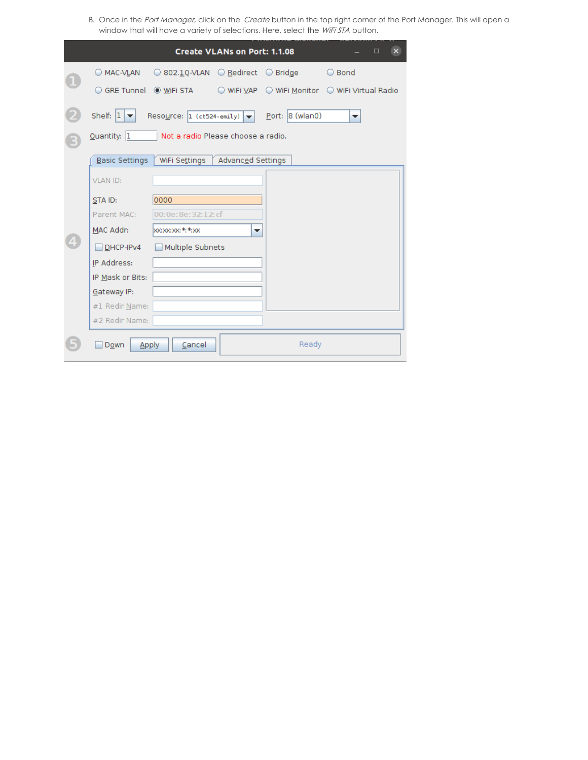B. Once in the *Port Manager*, click on the *Create* button in the top right corner of the Port Manager. This will open a window that will have a variety of selections. Here, select the *WiFi STA* button.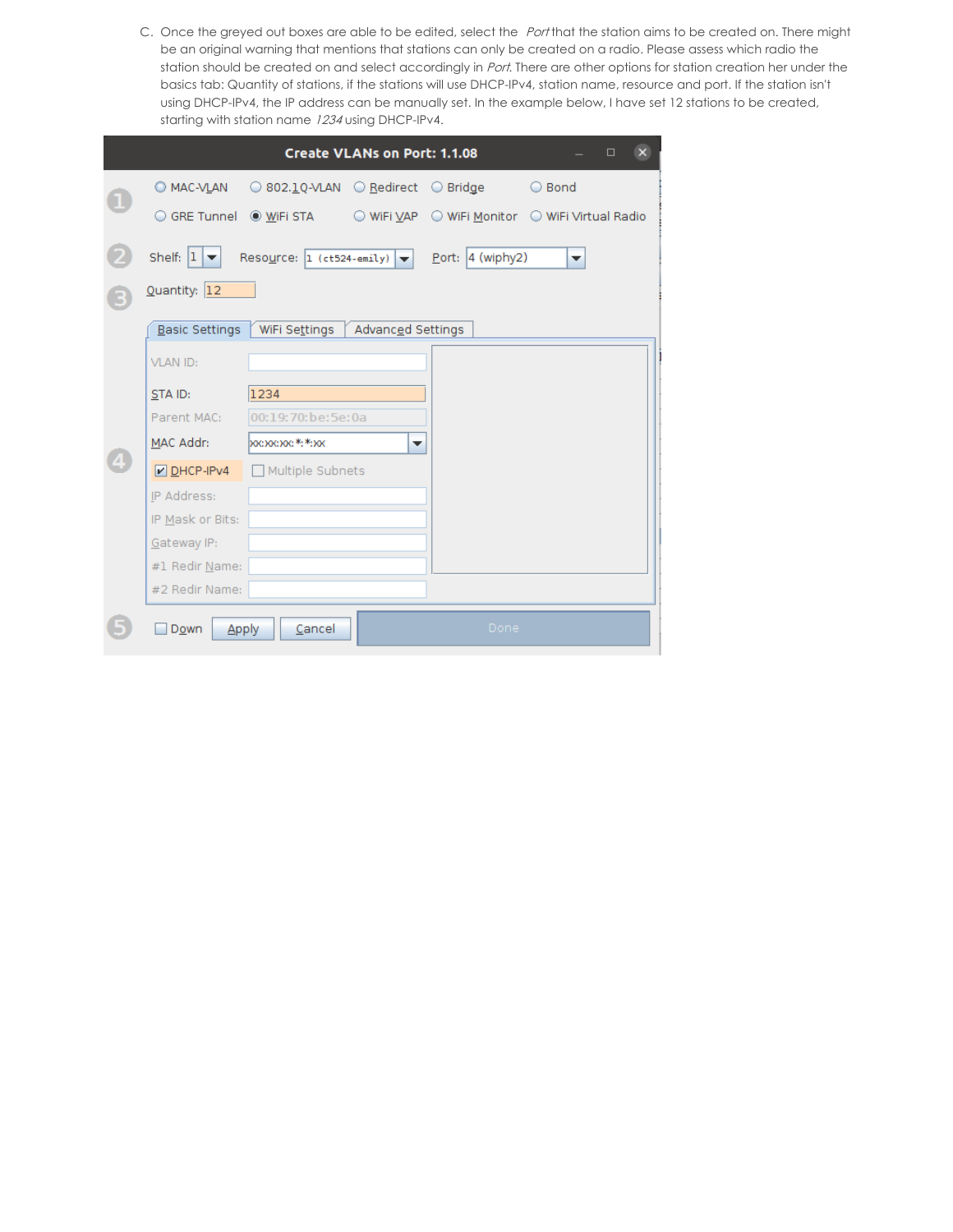C. Once the greyed out boxes are able to be edited, select the *Port* that the station aims to be created on. There might be an original warning that mentions that stations can only be created on a radio. Please assess which radio the station should be created on and select accordingly in *Port*. There are other options for station creation her under the basics tab: Quantity of stations, if the stations will use DHCP-IPv4, station name, resource and port. If the station isn't using DHCP-IPv4, the IP address can be manually set. In the example below, I have set 12 stations to be created, starting with station name *1234* using DHCP-IPv4.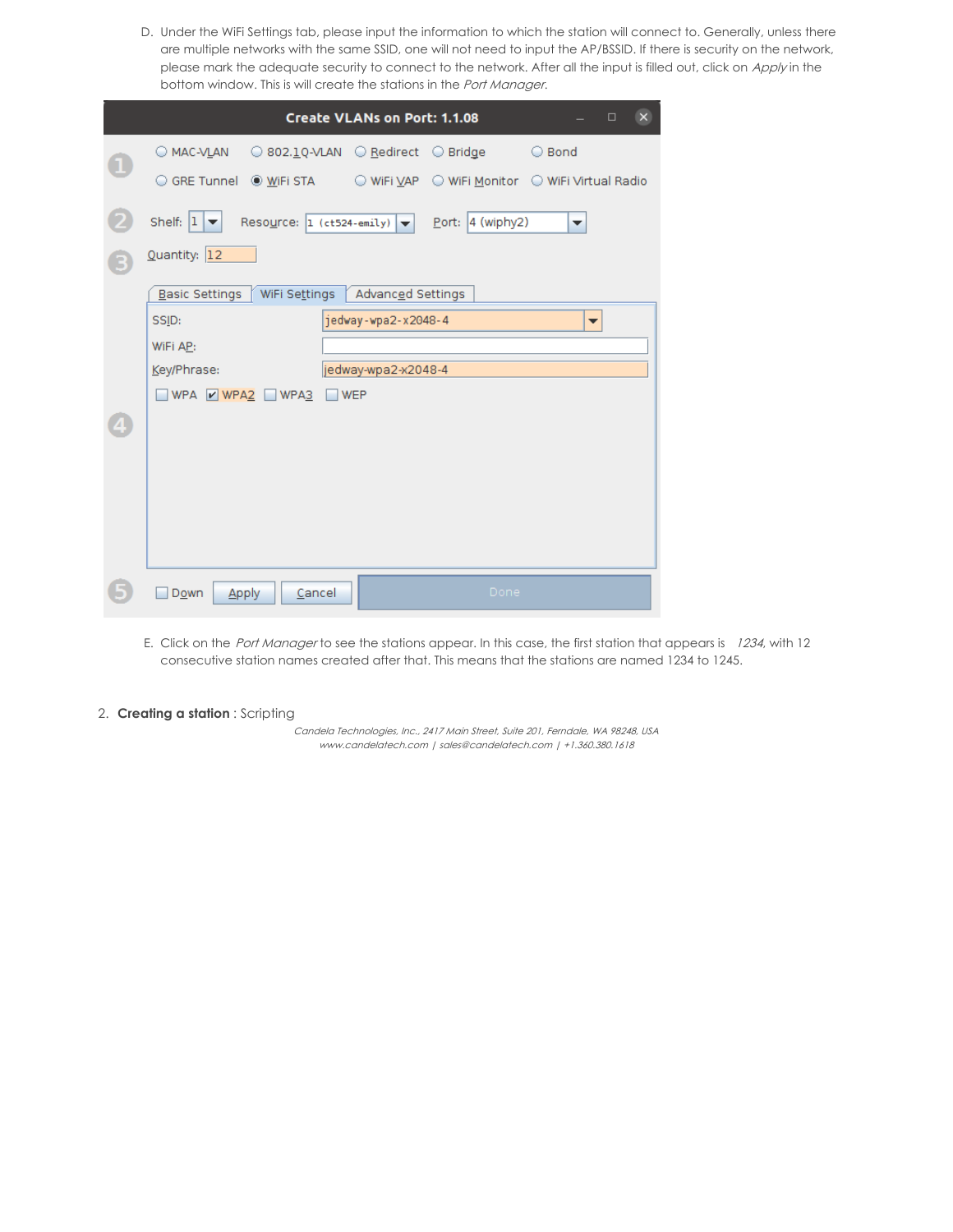D. Under the WiFi Settings tab, please input the information to which the station will connect to. Generally, unless there are multiple networks with the same SSID, one will not need to input the AP/BSSID. If there is security on the network, please mark the adequate security to connect to the network. After all the input is filled out, click on *Apply* in the bottom window. This is will create the stations in the *Port Manager*.

E. Click on the *Port Manager* to see the stations appear. In this case, the first station that appears is *1234*, with 12 consecutive station names created after that. This means that the stations are named 1234 to 1245.

2. **Creating a station** : Scripting

*Candela Technologies, Inc., 2417 Main Street, Suite 201, Ferndale, WA 98248, USA*
*www.candelatech.com | sales@candelatech.com | +1.360.380.1618*